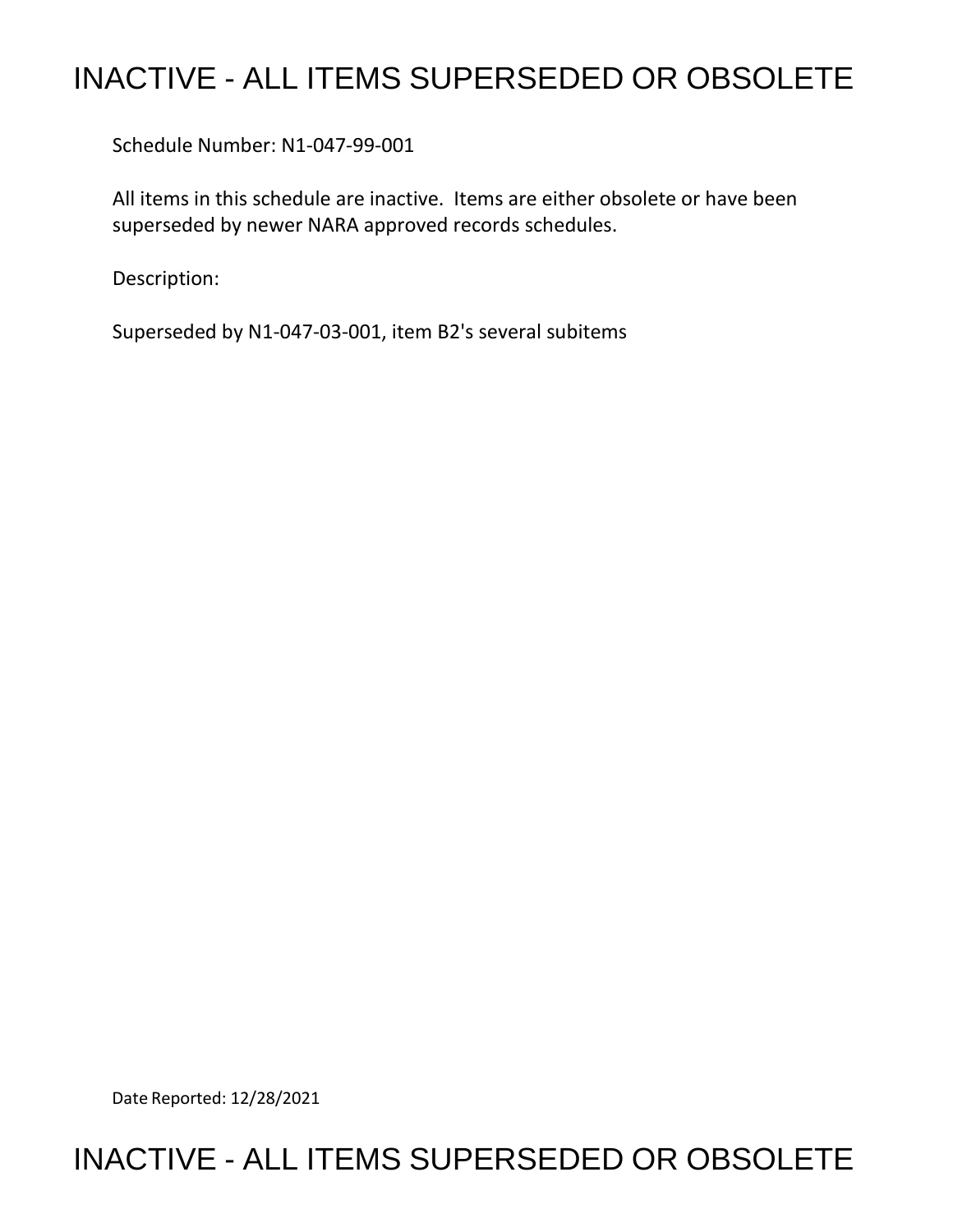# INACTIVE - ALL ITEMS SUPERSEDED OR OBSOLETE

Schedule Number: N1-047-99-001

All items in this schedule are inactive. Items are either obsolete or have been superseded by newer NARA approved records schedules.

Description:

Superseded by N1-047-03-001, item B2's several subitems

Date Reported: 12/28/2021

# INACTIVE - ALL ITEMS SUPERSEDED OR OBSOLETE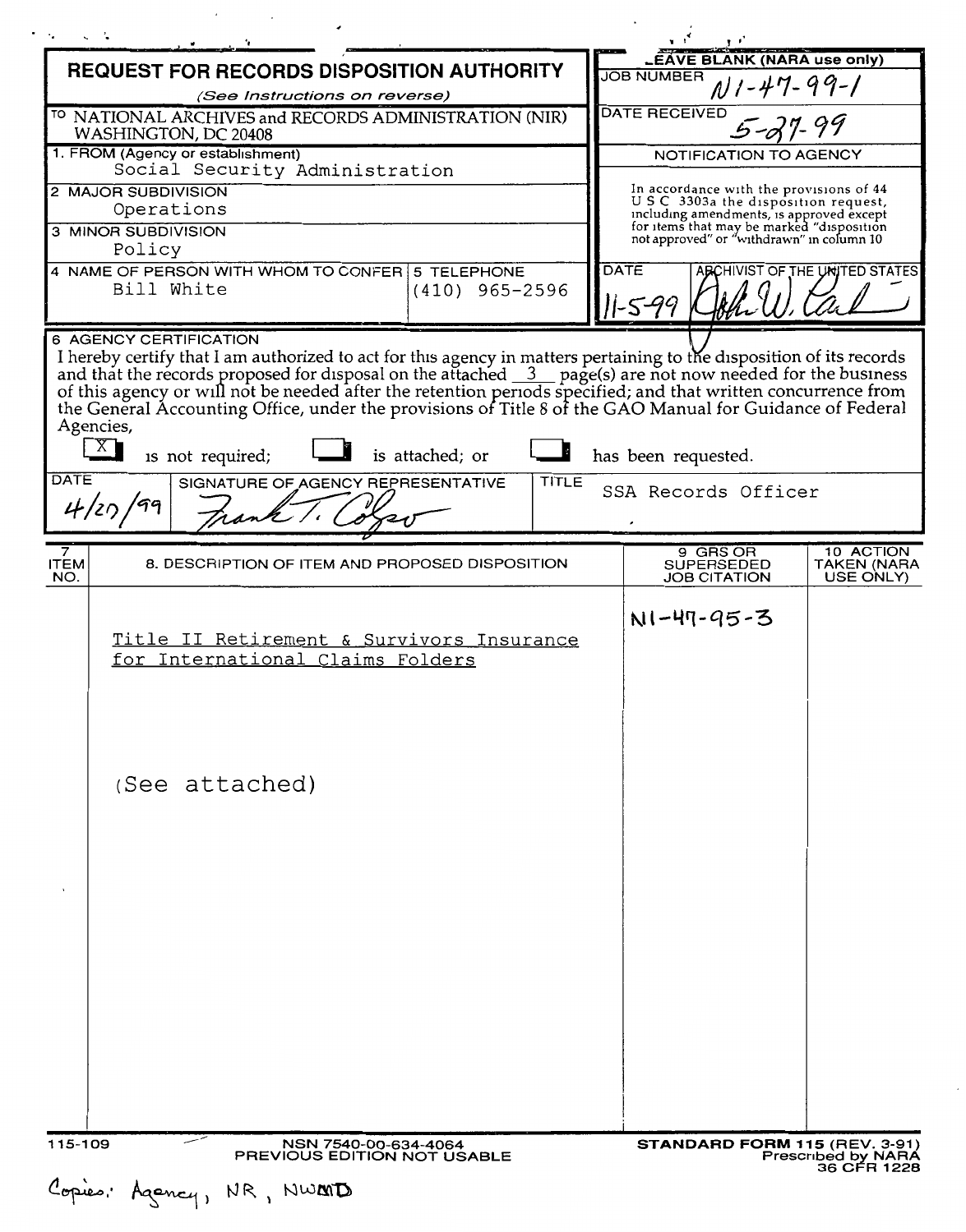# REQUEST FOR RECORDS DISPOSITION AUTHORITY

*(See Instructions on reverse)*

TO NATIONAL ARCHIVES and RECORDS ADMINISTRATION (NIR)
WASHINGTON, DC 20408

**LEAVE BLANK (NARA use only)**

JOB NUMBER N1-47-99-1

DATE RECEIVED 5-27-99

NOTIFICATION TO AGENCY

In accordance with the provisions of 44 U S C 3303a the disposition request, including amendments, is approved except for items that may be marked "disposition not approved" or "withdrawn" in column 10

DATE 11-5-99 ARCHIVIST OF THE UNITED STATES [signature]

1. FROM (Agency or establishment)
Social Security Administration

2. MAJOR SUBDIVISION
Operations

3. MINOR SUBDIVISION
Policy

4. NAME OF PERSON WITH WHOM TO CONFER
Bill White

5. TELEPHONE
(410) 965-2596

6. AGENCY CERTIFICATION

I hereby certify that I am authorized to act for this agency in matters pertaining to the disposition of its records and that the records proposed for disposal on the attached 3 page(s) are not now needed for the business of this agency or will not be needed after the retention periods specified; and that written concurrence from the General Accounting Office, under the provisions of Title 8 of the GAO Manual for Guidance of Federal Agencies,

[X] is not required; [ ] is attached; or [ ] has been requested.

| DATE | SIGNATURE OF AGENCY REPRESENTATIVE | TITLE |
|---|---|---|
| 4/27/99 | [signature] Frank T. Colso | SSA Records Officer |

| 7 ITEM NO. | 8. DESCRIPTION OF ITEM AND PROPOSED DISPOSITION | 9 GRS OR SUPERSEDED JOB CITATION | 10 ACTION TAKEN (NARA USE ONLY) |
|---|---|---|---|
| | Title II Retirement & Survivors Insurance for International Claims Folders<br><br>(See attached) | N1-47-95-3 | |

115-109 NSN 7540-00-634-4064 PREVIOUS EDITION NOT USABLE

STANDARD FORM 115 (REV. 3-91) Prescribed by NARA 36 CFR 1228

Copies: Agency, NR, NWMD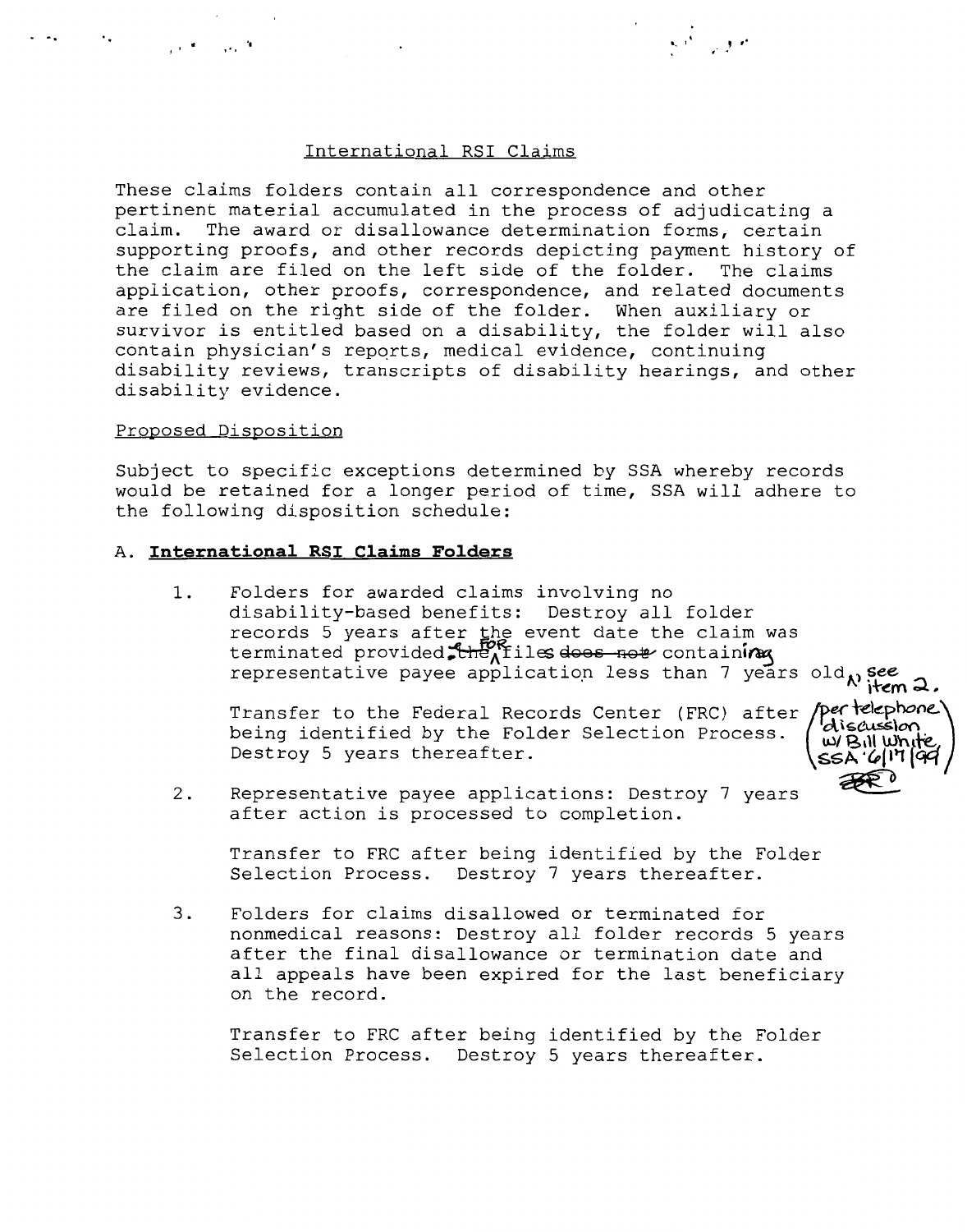International RSI Claims

These claims folders contain all correspondence and other pertinent material accumulated in the process of adjudicating a claim. The award or disallowance determination forms, certain supporting proofs, and other records depicting payment history of the claim are filed on the left side of the folder. The claims application, other proofs, correspondence, and related documents are filed on the right side of the folder. When auxiliary or survivor is entitled based on a disability, the folder will also contain physician's reports, medical evidence, continuing disability reviews, transcripts of disability hearings, and other disability evidence.

Proposed Disposition

Subject to specific exceptions determined by SSA whereby records would be retained for a longer period of time, SSA will adhere to the following disposition schedule:

A. **International RSI Claims Folders**

1. Folders for awarded claims involving no disability-based benefits: Destroy all folder records 5 years after the event date the claim was terminated provided; for files containing representative payee application less than 7 years old, see item 2.

   Transfer to the Federal Records Center (FRC) after being identified by the Folder Selection Process. Destroy 5 years thereafter.

   (per telephone discussion w/ Bill White, SSA 6/17/99)

2. Representative payee applications: Destroy 7 years after action is processed to completion.

   Transfer to FRC after being identified by the Folder Selection Process. Destroy 7 years thereafter.

3. Folders for claims disallowed or terminated for nonmedical reasons: Destroy all folder records 5 years after the final disallowance or termination date and all appeals have been expired for the last beneficiary on the record.

   Transfer to FRC after being identified by the Folder Selection Process. Destroy 5 years thereafter.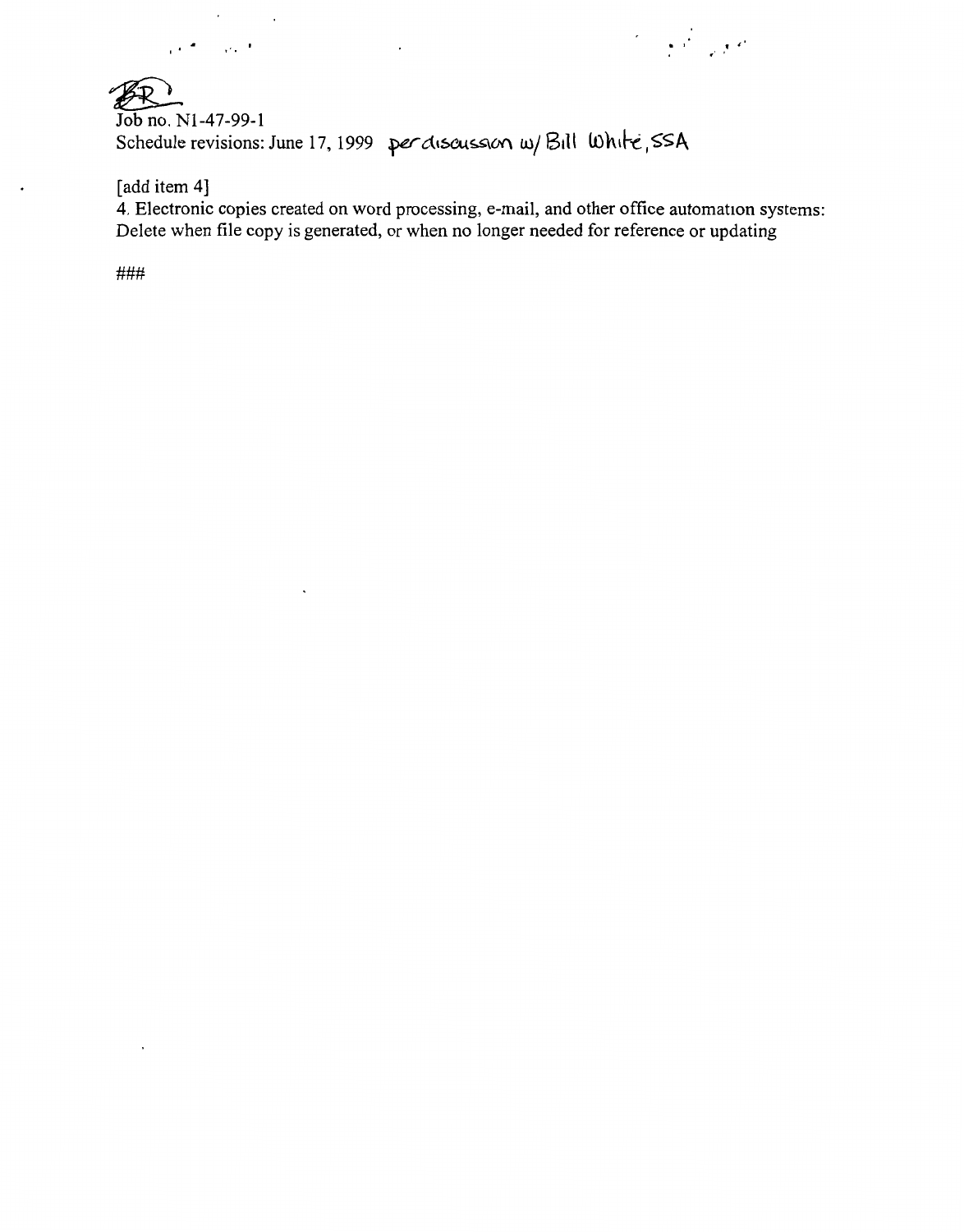BR

Job no. N1-47-99-1
Schedule revisions: June 17, 1999 per discussion w/ Bill White, SSA

[add item 4]
4. Electronic copies created on word processing, e-mail, and other office automation systems: Delete when file copy is generated, or when no longer needed for reference or updating

###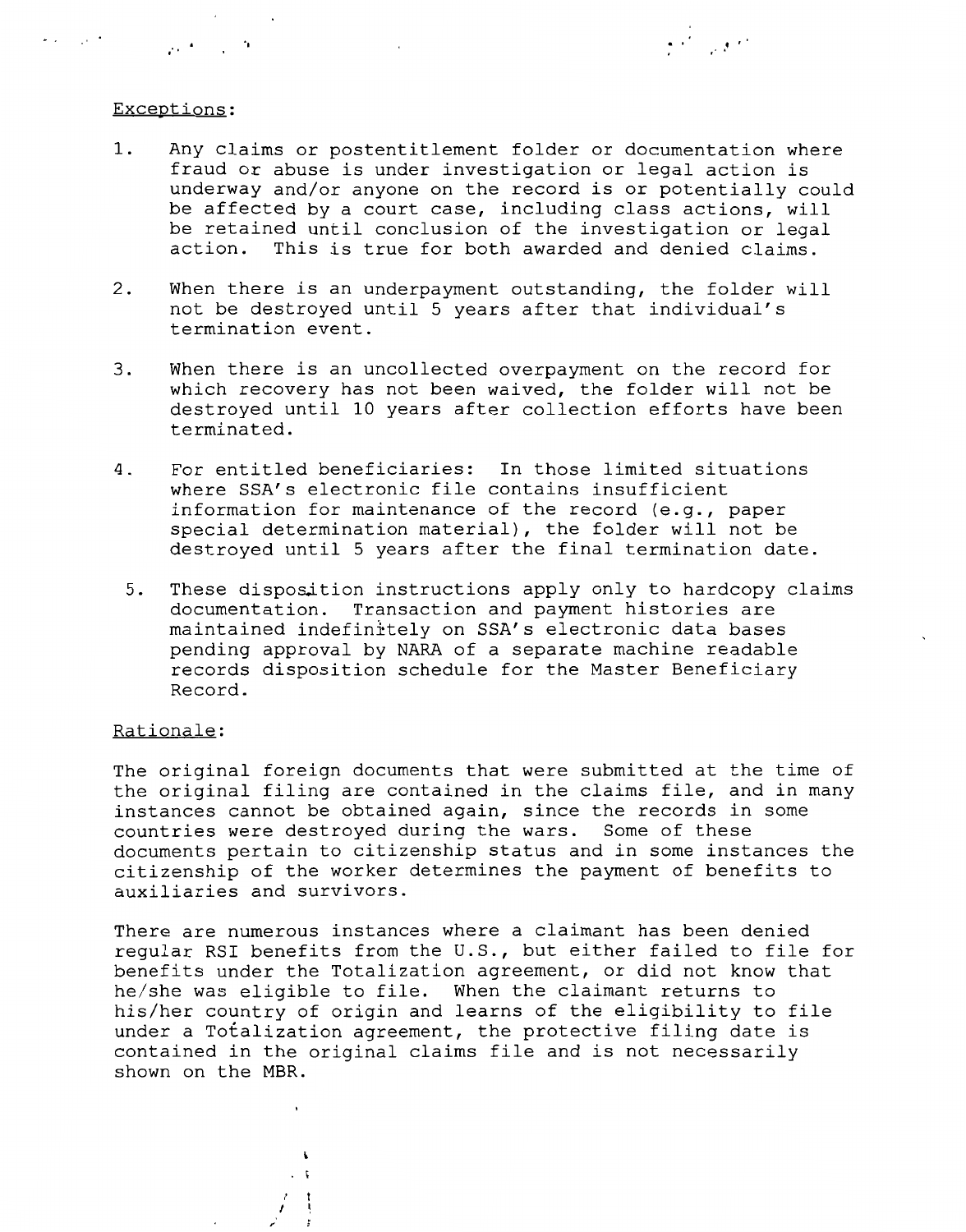Exceptions:

1. Any claims or postentitlement folder or documentation where fraud or abuse is under investigation or legal action is underway and/or anyone on the record is or potentially could be affected by a court case, including class actions, will be retained until conclusion of the investigation or legal action. This is true for both awarded and denied claims.

2. When there is an underpayment outstanding, the folder will not be destroyed until 5 years after that individual's termination event.

3. When there is an uncollected overpayment on the record for which recovery has not been waived, the folder will not be destroyed until 10 years after collection efforts have been terminated.

4. For entitled beneficiaries: In those limited situations where SSA's electronic file contains insufficient information for maintenance of the record (e.g., paper special determination material), the folder will not be destroyed until 5 years after the final termination date.

5. These disposition instructions apply only to hardcopy claims documentation. Transaction and payment histories are maintained indefinitely on SSA's electronic data bases pending approval by NARA of a separate machine readable records disposition schedule for the Master Beneficiary Record.

Rationale:

The original foreign documents that were submitted at the time of the original filing are contained in the claims file, and in many instances cannot be obtained again, since the records in some countries were destroyed during the wars. Some of these documents pertain to citizenship status and in some instances the citizenship of the worker determines the payment of benefits to auxiliaries and survivors.

There are numerous instances where a claimant has been denied regular RSI benefits from the U.S., but either failed to file for benefits under the Totalization agreement, or did not know that he/she was eligible to file. When the claimant returns to his/her country of origin and learns of the eligibility to file under a Totalization agreement, the protective filing date is contained in the original claims file and is not necessarily shown on the MBR.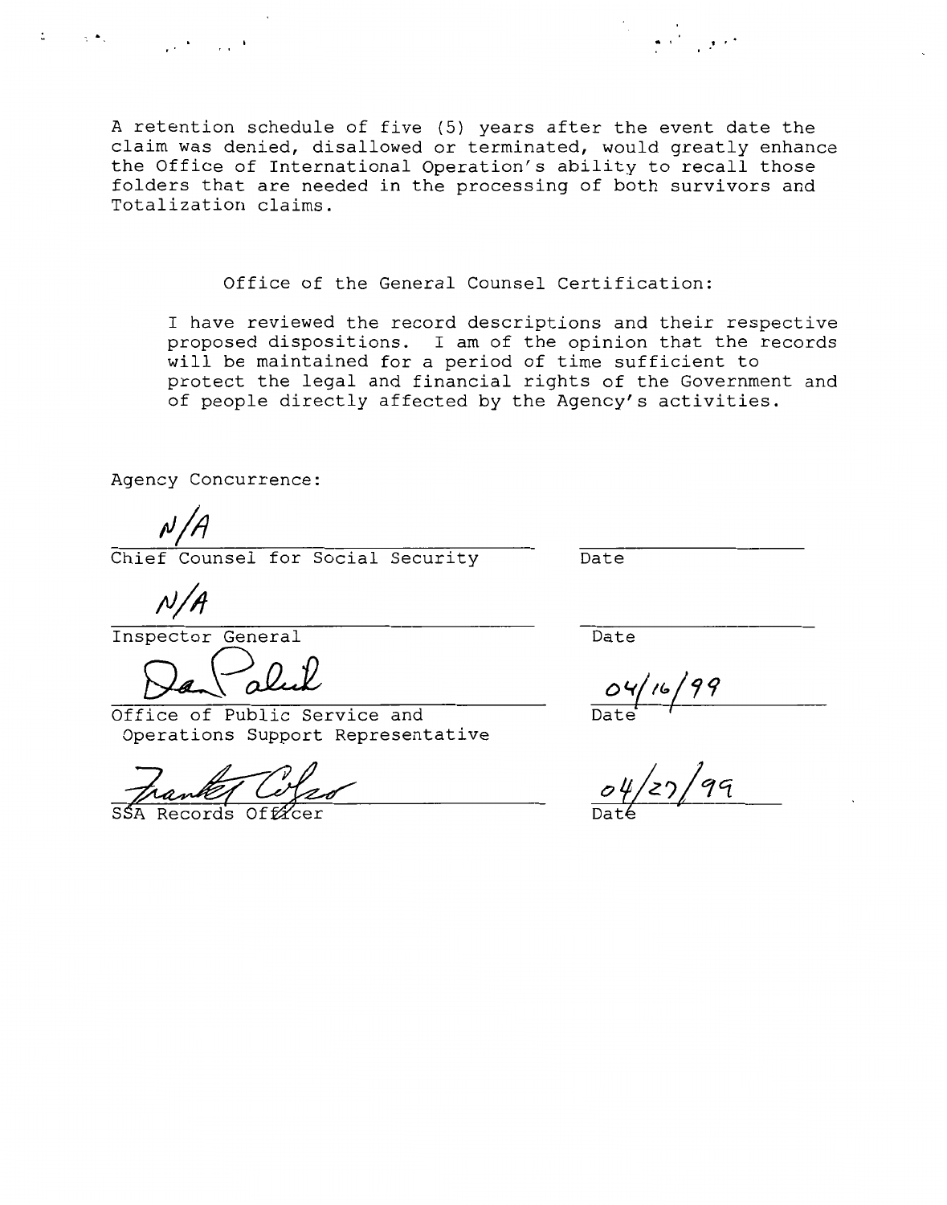A retention schedule of five (5) years after the event date the claim was denied, disallowed or terminated, would greatly enhance the Office of International Operation's ability to recall those folders that are needed in the processing of both survivors and Totalization claims.

Office of the General Counsel Certification:

I have reviewed the record descriptions and their respective proposed dispositions. I am of the opinion that the records will be maintained for a period of time sufficient to protect the legal and financial rights of the Government and of people directly affected by the Agency's activities.

Agency Concurrence:

N/A

Chief Counsel for Social Security — Date

N/A

Inspector General — Date

Office of Public Service and Operations Support Representative — Date: 04/16/99

SSA Records Officer — Date: 04/27/99